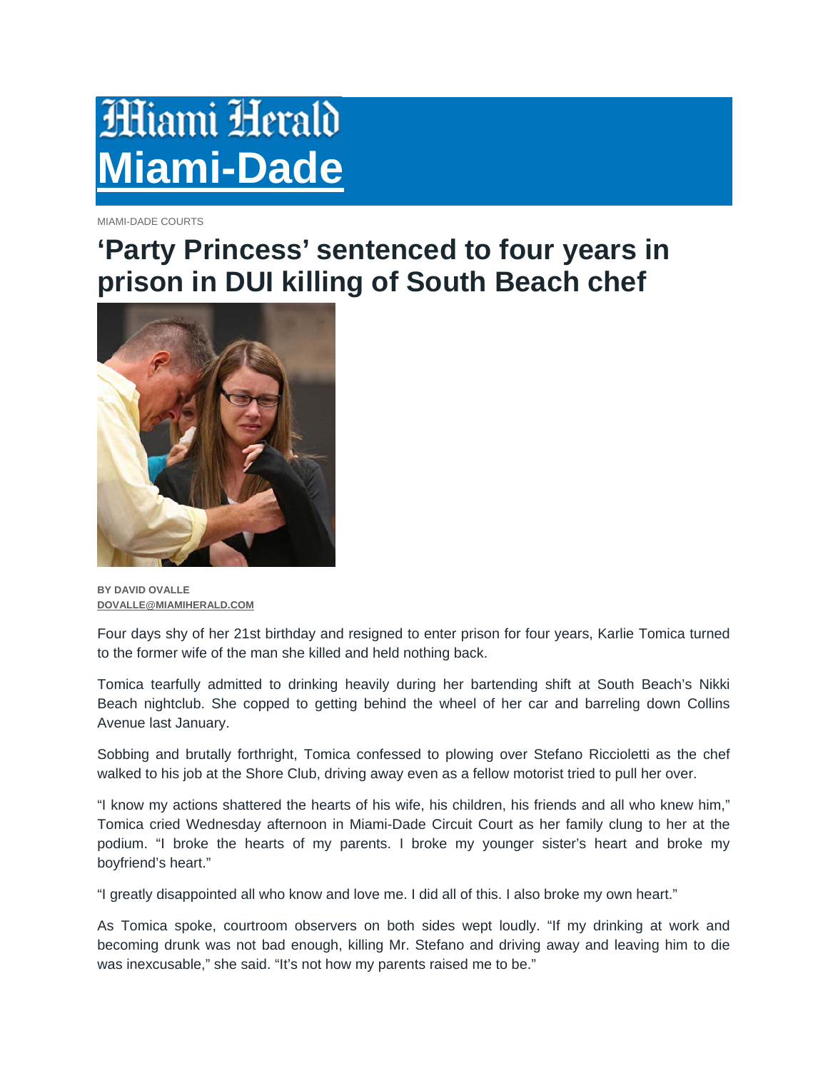# Miami Herald
## Miami-Dade

MIAMI-DADE COURTS

# 'Party Princess' sentenced to four years in prison in DUI killing of South Beach chef

**BY DAVID OVALLE**
**DOVALLE@MIAMIHERALD.COM**

Four days shy of her 21st birthday and resigned to enter prison for four years, Karlie Tomica turned to the former wife of the man she killed and held nothing back.

Tomica tearfully admitted to drinking heavily during her bartending shift at South Beach's Nikki Beach nightclub. She copped to getting behind the wheel of her car and barreling down Collins Avenue last January.

Sobbing and brutally forthright, Tomica confessed to plowing over Stefano Riccioletti as the chef walked to his job at the Shore Club, driving away even as a fellow motorist tried to pull her over.

"I know my actions shattered the hearts of his wife, his children, his friends and all who knew him," Tomica cried Wednesday afternoon in Miami-Dade Circuit Court as her family clung to her at the podium. "I broke the hearts of my parents. I broke my younger sister's heart and broke my boyfriend's heart."

"I greatly disappointed all who know and love me. I did all of this. I also broke my own heart."

As Tomica spoke, courtroom observers on both sides wept loudly. "If my drinking at work and becoming drunk was not bad enough, killing Mr. Stefano and driving away and leaving him to die was inexcusable," she said. "It's not how my parents raised me to be."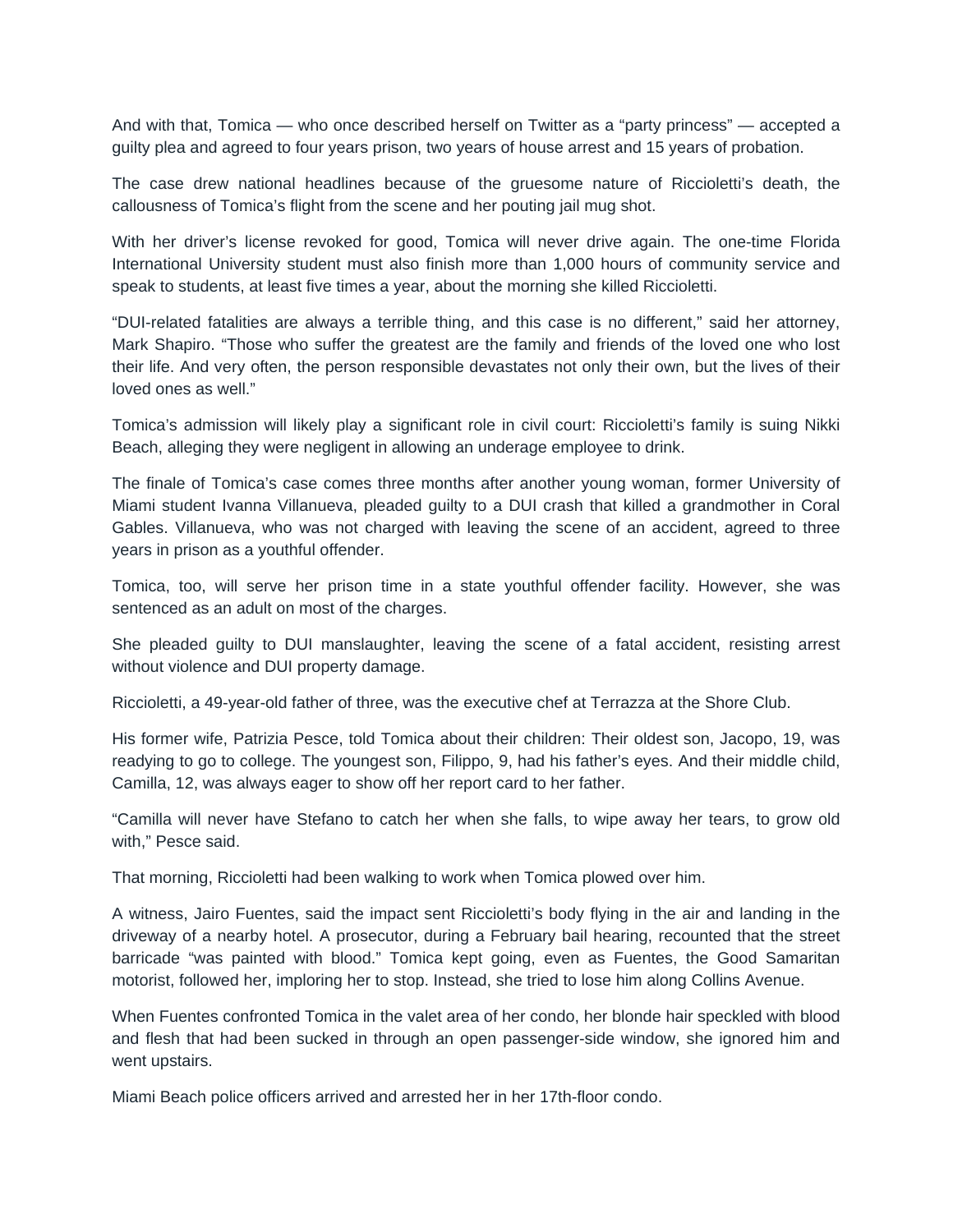And with that, Tomica — who once described herself on Twitter as a “party princess” — accepted a guilty plea and agreed to four years prison, two years of house arrest and 15 years of probation.

The case drew national headlines because of the gruesome nature of Riccioletti’s death, the callousness of Tomica’s flight from the scene and her pouting jail mug shot.

With her driver’s license revoked for good, Tomica will never drive again. The one-time Florida International University student must also finish more than 1,000 hours of community service and speak to students, at least five times a year, about the morning she killed Riccioletti.

“DUI-related fatalities are always a terrible thing, and this case is no different,” said her attorney, Mark Shapiro. “Those who suffer the greatest are the family and friends of the loved one who lost their life. And very often, the person responsible devastates not only their own, but the lives of their loved ones as well.”

Tomica’s admission will likely play a significant role in civil court: Riccioletti’s family is suing Nikki Beach, alleging they were negligent in allowing an underage employee to drink.

The finale of Tomica’s case comes three months after another young woman, former University of Miami student Ivanna Villanueva, pleaded guilty to a DUI crash that killed a grandmother in Coral Gables. Villanueva, who was not charged with leaving the scene of an accident, agreed to three years in prison as a youthful offender.

Tomica, too, will serve her prison time in a state youthful offender facility. However, she was sentenced as an adult on most of the charges.

She pleaded guilty to DUI manslaughter, leaving the scene of a fatal accident, resisting arrest without violence and DUI property damage.

Riccioletti, a 49-year-old father of three, was the executive chef at Terrazza at the Shore Club.

His former wife, Patrizia Pesce, told Tomica about their children: Their oldest son, Jacopo, 19, was readying to go to college. The youngest son, Filippo, 9, had his father’s eyes. And their middle child, Camilla, 12, was always eager to show off her report card to her father.

“Camilla will never have Stefano to catch her when she falls, to wipe away her tears, to grow old with,” Pesce said.

That morning, Riccioletti had been walking to work when Tomica plowed over him.

A witness, Jairo Fuentes, said the impact sent Riccioletti’s body flying in the air and landing in the driveway of a nearby hotel. A prosecutor, during a February bail hearing, recounted that the street barricade “was painted with blood.” Tomica kept going, even as Fuentes, the Good Samaritan motorist, followed her, imploring her to stop. Instead, she tried to lose him along Collins Avenue.

When Fuentes confronted Tomica in the valet area of her condo, her blonde hair speckled with blood and flesh that had been sucked in through an open passenger-side window, she ignored him and went upstairs.

Miami Beach police officers arrived and arrested her in her 17th-floor condo.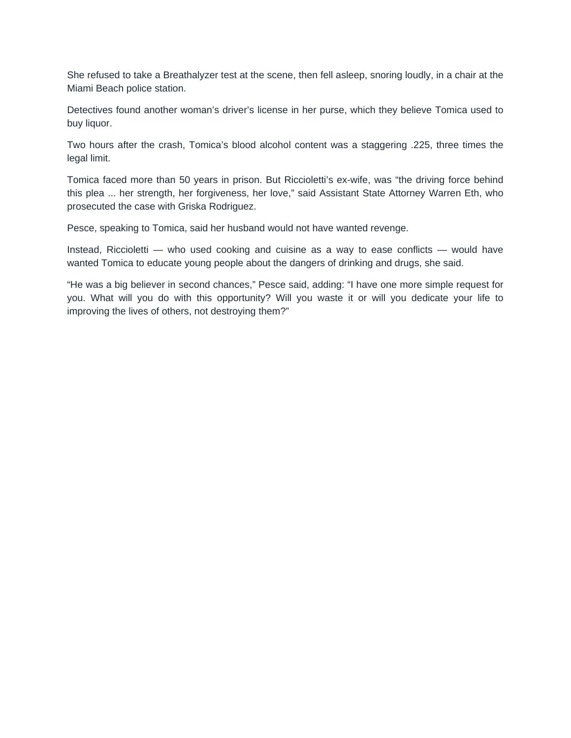She refused to take a Breathalyzer test at the scene, then fell asleep, snoring loudly, in a chair at the Miami Beach police station.

Detectives found another woman's driver's license in her purse, which they believe Tomica used to buy liquor.

Two hours after the crash, Tomica's blood alcohol content was a staggering .225, three times the legal limit.

Tomica faced more than 50 years in prison. But Riccioletti's ex-wife, was "the driving force behind this plea ... her strength, her forgiveness, her love," said Assistant State Attorney Warren Eth, who prosecuted the case with Griska Rodriguez.

Pesce, speaking to Tomica, said her husband would not have wanted revenge.

Instead, Riccioletti — who used cooking and cuisine as a way to ease conflicts — would have wanted Tomica to educate young people about the dangers of drinking and drugs, she said.

"He was a big believer in second chances," Pesce said, adding: "I have one more simple request for you. What will you do with this opportunity? Will you waste it or will you dedicate your life to improving the lives of others, not destroying them?"